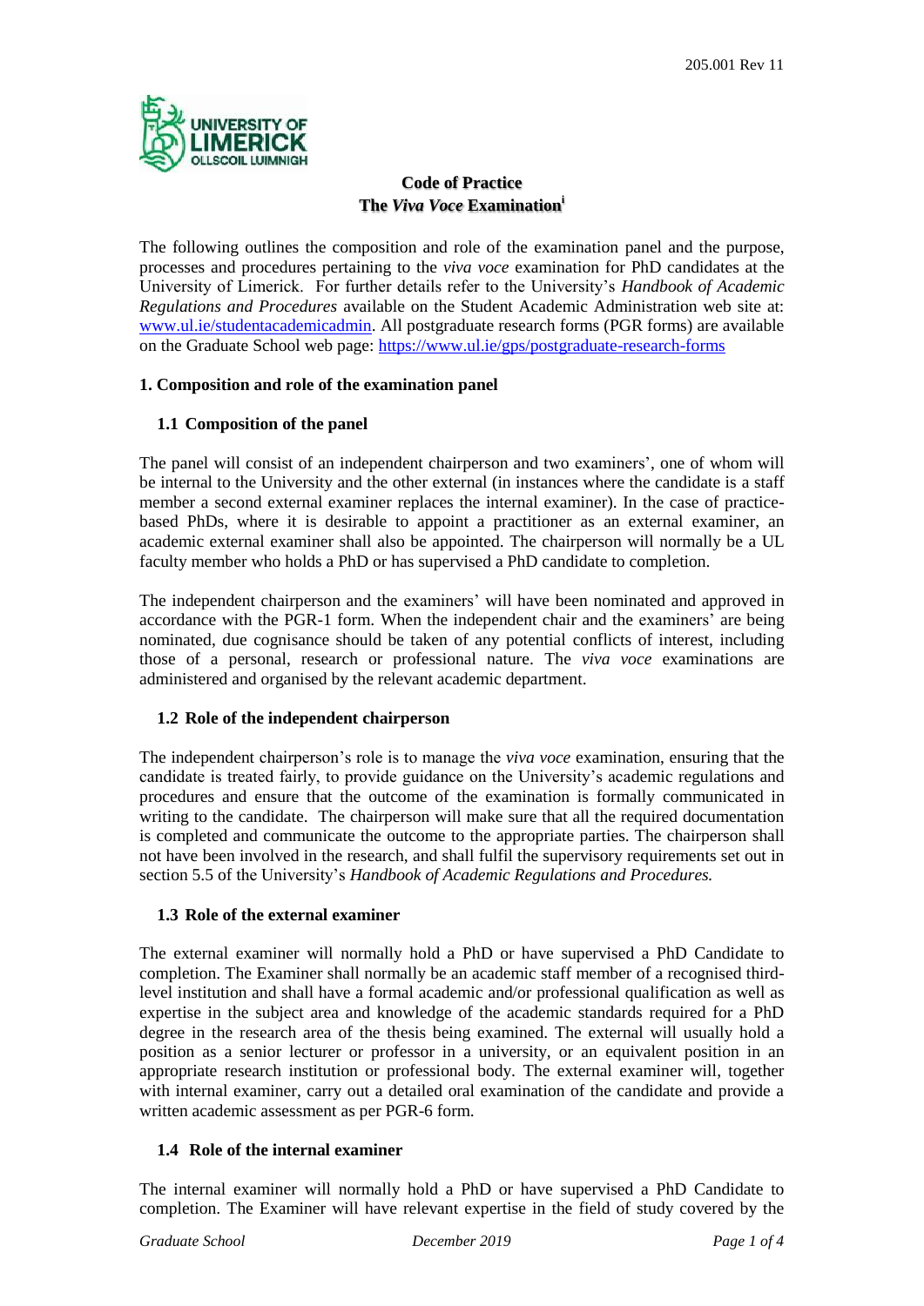205.001 Rev 11

# Code of Practice
# The *Viva Voce* Examination[i]

The following outlines the composition and role of the examination panel and the purpose, processes and procedures pertaining to the *viva voce* examination for PhD candidates at the University of Limerick. For further details refer to the University's *Handbook of Academic Regulations and Procedures* available on the Student Academic Administration web site at: [www.ul.ie/studentacademicadmin](http://www.ul.ie/studentacademicadmin). All postgraduate research forms (PGR forms) are available on the Graduate School web page: [https://www.ul.ie/gps/postgraduate-research-forms](https://www.ul.ie/gps/postgraduate-research-forms)

## 1. Composition and role of the examination panel

### 1.1 Composition of the panel

The panel will consist of an independent chairperson and two examiners', one of whom will be internal to the University and the other external (in instances where the candidate is a staff member a second external examiner replaces the internal examiner). In the case of practice-based PhDs, where it is desirable to appoint a practitioner as an external examiner, an academic external examiner shall also be appointed. The chairperson will normally be a UL faculty member who holds a PhD or has supervised a PhD candidate to completion.

The independent chairperson and the examiners' will have been nominated and approved in accordance with the PGR-1 form. When the independent chair and the examiners' are being nominated, due cognisance should be taken of any potential conflicts of interest, including those of a personal, research or professional nature. The *viva voce* examinations are administered and organised by the relevant academic department.

### 1.2 Role of the independent chairperson

The independent chairperson's role is to manage the *viva voce* examination, ensuring that the candidate is treated fairly, to provide guidance on the University's academic regulations and procedures and ensure that the outcome of the examination is formally communicated in writing to the candidate. The chairperson will make sure that all the required documentation is completed and communicate the outcome to the appropriate parties. The chairperson shall not have been involved in the research, and shall fulfil the supervisory requirements set out in section 5.5 of the University's *Handbook of Academic Regulations and Procedures.*

### 1.3 Role of the external examiner

The external examiner will normally hold a PhD or have supervised a PhD Candidate to completion. The Examiner shall normally be an academic staff member of a recognised third-level institution and shall have a formal academic and/or professional qualification as well as expertise in the subject area and knowledge of the academic standards required for a PhD degree in the research area of the thesis being examined. The external will usually hold a position as a senior lecturer or professor in a university, or an equivalent position in an appropriate research institution or professional body. The external examiner will, together with internal examiner, carry out a detailed oral examination of the candidate and provide a written academic assessment as per PGR-6 form.

### 1.4 Role of the internal examiner

The internal examiner will normally hold a PhD or have supervised a PhD Candidate to completion. The Examiner will have relevant expertise in the field of study covered by the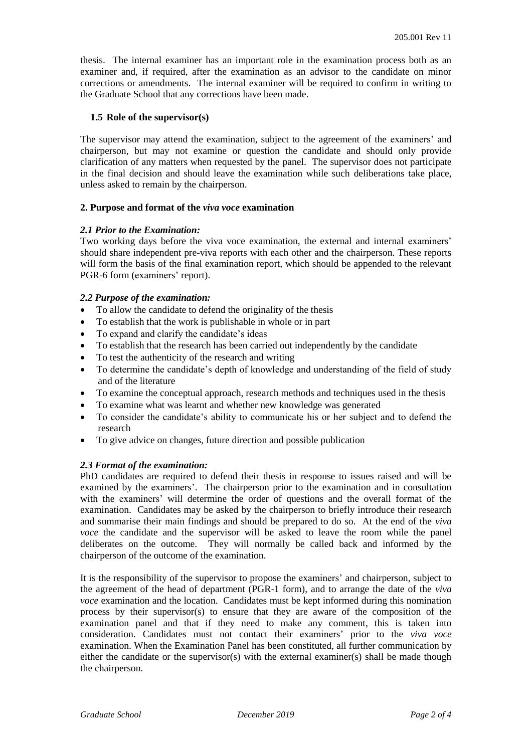thesis. The internal examiner has an important role in the examination process both as an examiner and, if required, after the examination as an advisor to the candidate on minor corrections or amendments. The internal examiner will be required to confirm in writing to the Graduate School that any corrections have been made.

### 1.5 Role of the supervisor(s)

The supervisor may attend the examination, subject to the agreement of the examiners' and chairperson, but may not examine or question the candidate and should only provide clarification of any matters when requested by the panel. The supervisor does not participate in the final decision and should leave the examination while such deliberations take place, unless asked to remain by the chairperson.

## 2. Purpose and format of the *viva voce* examination

### *2.1 Prior to the Examination:*

Two working days before the viva voce examination, the external and internal examiners' should share independent pre-viva reports with each other and the chairperson. These reports will form the basis of the final examination report, which should be appended to the relevant PGR-6 form (examiners' report).

### *2.2 Purpose of the examination:*

- To allow the candidate to defend the originality of the thesis
- To establish that the work is publishable in whole or in part
- To expand and clarify the candidate's ideas
- To establish that the research has been carried out independently by the candidate
- To test the authenticity of the research and writing
- To determine the candidate's depth of knowledge and understanding of the field of study and of the literature
- To examine the conceptual approach, research methods and techniques used in the thesis
- To examine what was learnt and whether new knowledge was generated
- To consider the candidate's ability to communicate his or her subject and to defend the research
- To give advice on changes, future direction and possible publication

### *2.3 Format of the examination:*

PhD candidates are required to defend their thesis in response to issues raised and will be examined by the examiners'. The chairperson prior to the examination and in consultation with the examiners' will determine the order of questions and the overall format of the examination. Candidates may be asked by the chairperson to briefly introduce their research and summarise their main findings and should be prepared to do so. At the end of the *viva voce* the candidate and the supervisor will be asked to leave the room while the panel deliberates on the outcome. They will normally be called back and informed by the chairperson of the outcome of the examination.

It is the responsibility of the supervisor to propose the examiners' and chairperson, subject to the agreement of the head of department (PGR-1 form), and to arrange the date of the *viva voce* examination and the location. Candidates must be kept informed during this nomination process by their supervisor(s) to ensure that they are aware of the composition of the examination panel and that if they need to make any comment, this is taken into consideration. Candidates must not contact their examiners' prior to the *viva voce* examination. When the Examination Panel has been constituted, all further communication by either the candidate or the supervisor(s) with the external examiner(s) shall be made though the chairperson.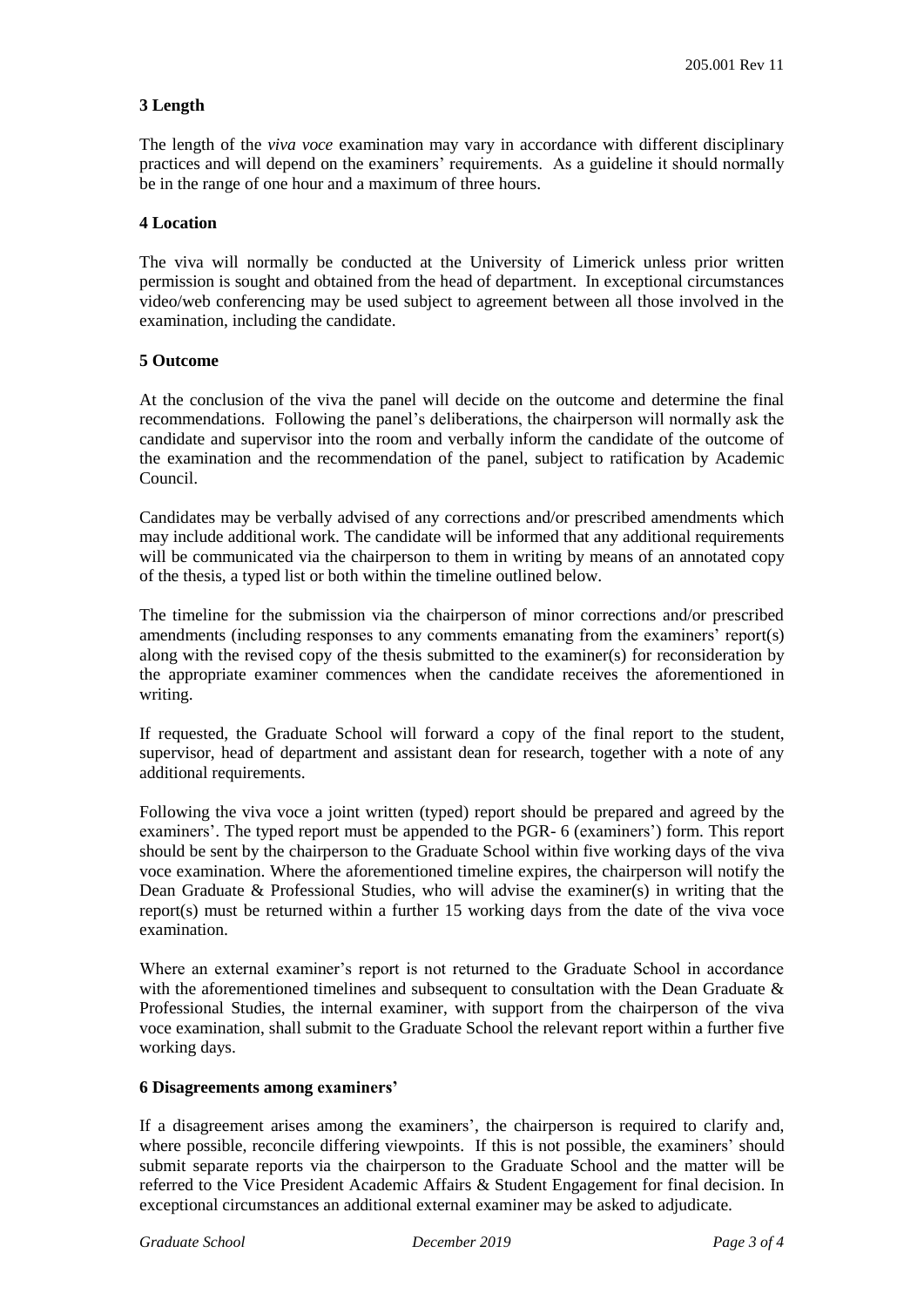### 3 Length

The length of the *viva voce* examination may vary in accordance with different disciplinary practices and will depend on the examiners' requirements. As a guideline it should normally be in the range of one hour and a maximum of three hours.

### 4 Location

The viva will normally be conducted at the University of Limerick unless prior written permission is sought and obtained from the head of department. In exceptional circumstances video/web conferencing may be used subject to agreement between all those involved in the examination, including the candidate.

### 5 Outcome

At the conclusion of the viva the panel will decide on the outcome and determine the final recommendations. Following the panel's deliberations, the chairperson will normally ask the candidate and supervisor into the room and verbally inform the candidate of the outcome of the examination and the recommendation of the panel, subject to ratification by Academic Council.

Candidates may be verbally advised of any corrections and/or prescribed amendments which may include additional work. The candidate will be informed that any additional requirements will be communicated via the chairperson to them in writing by means of an annotated copy of the thesis, a typed list or both within the timeline outlined below.

The timeline for the submission via the chairperson of minor corrections and/or prescribed amendments (including responses to any comments emanating from the examiners' report(s) along with the revised copy of the thesis submitted to the examiner(s) for reconsideration by the appropriate examiner commences when the candidate receives the aforementioned in writing.

If requested, the Graduate School will forward a copy of the final report to the student, supervisor, head of department and assistant dean for research, together with a note of any additional requirements.

Following the viva voce a joint written (typed) report should be prepared and agreed by the examiners'. The typed report must be appended to the PGR- 6 (examiners') form. This report should be sent by the chairperson to the Graduate School within five working days of the viva voce examination. Where the aforementioned timeline expires, the chairperson will notify the Dean Graduate & Professional Studies, who will advise the examiner(s) in writing that the report(s) must be returned within a further 15 working days from the date of the viva voce examination.

Where an external examiner's report is not returned to the Graduate School in accordance with the aforementioned timelines and subsequent to consultation with the Dean Graduate & Professional Studies, the internal examiner, with support from the chairperson of the viva voce examination, shall submit to the Graduate School the relevant report within a further five working days.

### 6 Disagreements among examiners'

If a disagreement arises among the examiners', the chairperson is required to clarify and, where possible, reconcile differing viewpoints. If this is not possible, the examiners' should submit separate reports via the chairperson to the Graduate School and the matter will be referred to the Vice President Academic Affairs & Student Engagement for final decision. In exceptional circumstances an additional external examiner may be asked to adjudicate.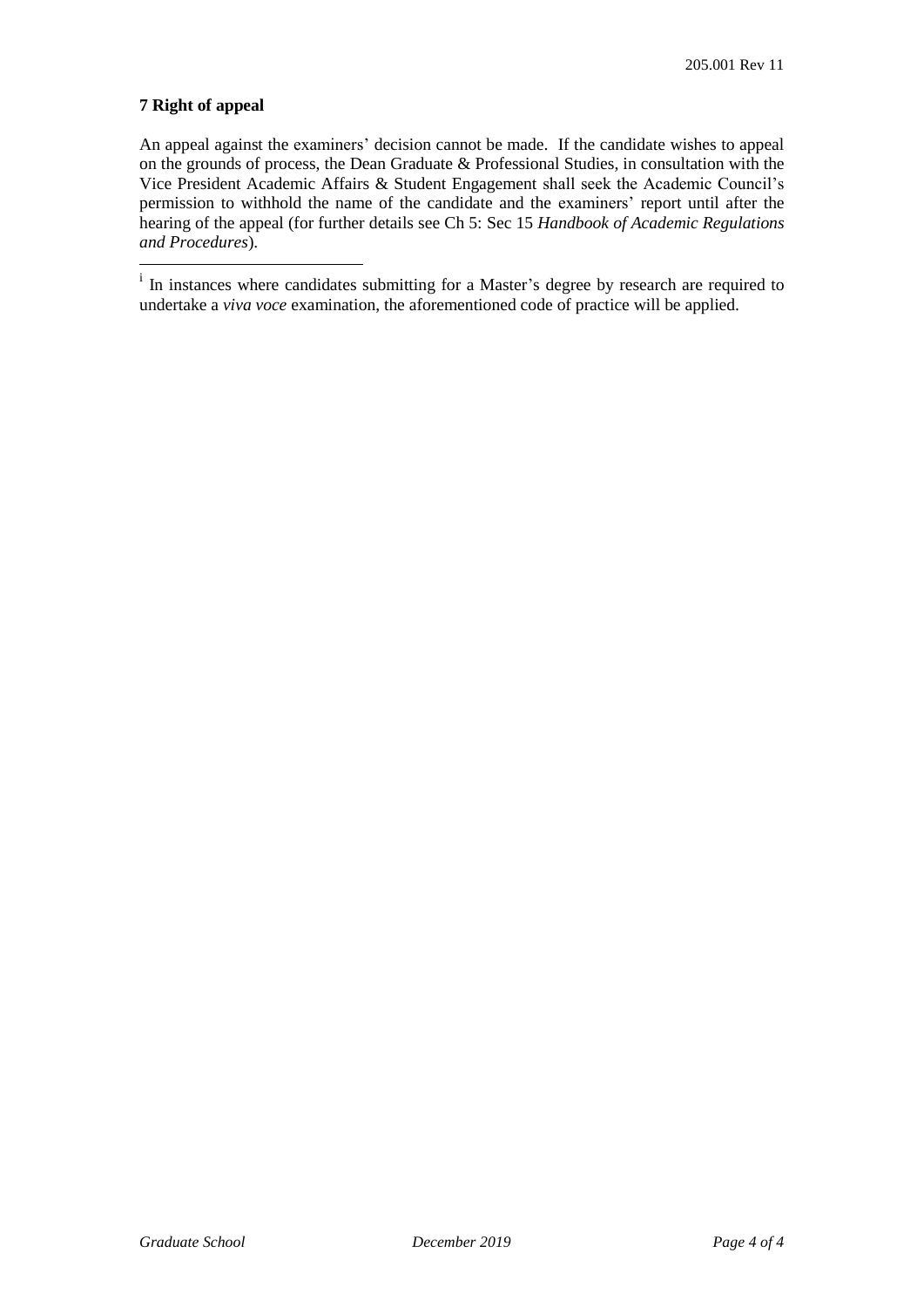### 7 Right of appeal

An appeal against the examiners' decision cannot be made. If the candidate wishes to appeal on the grounds of process, the Dean Graduate & Professional Studies, in consultation with the Vice President Academic Affairs & Student Engagement shall seek the Academic Council's permission to withhold the name of the candidate and the examiners' report until after the hearing of the appeal (for further details see Ch 5: Sec 15 *Handbook of Academic Regulations and Procedures*).

---

[i] In instances where candidates submitting for a Master's degree by research are required to undertake a *viva voce* examination, the aforementioned code of practice will be applied.